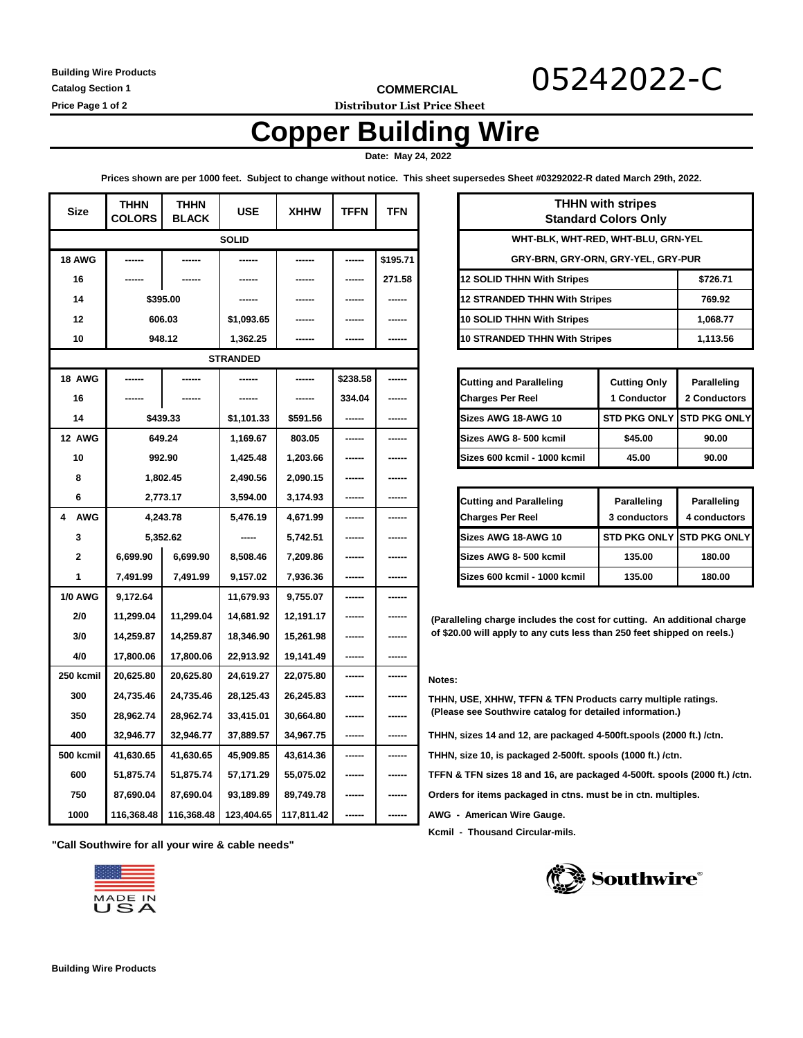Building Wire Products
Catalog Section 1
Price Page 1 of 2

**COMMERCIAL**

**Distributor List Price Sheet**

05242022-C

# Copper Building Wire

**Date: May 24, 2022**

**Prices shown are per 1000 feet. Subject to change without notice. This sheet supersedes Sheet #03292022-R dated March 29th, 2022.**

| Size | THHN COLORS | THHN BLACK | USE | XHHW | TFFN | TFN |
|---|---|---|---|---|---|---|
| **SOLID** | | | | | | |
| 18 AWG | ------ | ------ | ------ | ------ | ------ | $195.71 |
| 16 | ------ | ------ | ------ | ------ | ------ | 271.58 |
| 14 | $395.00 | | ------ | ------ | ------ | ------ |
| 12 | 606.03 | | $1,093.65 | ------ | ------ | ------ |
| 10 | 948.12 | | 1,362.25 | ------ | ------ | ------ |
| **STRANDED** | | | | | | |
| 18 AWG | ------ | ------ | ------ | ------ | $238.58 | ------ |
| 16 | ------ | ------ | ------ | ------ | 334.04 | ------ |
| 14 | $439.33 | | $1,101.33 | $591.56 | ------ | ------ |
| 12 AWG | 649.24 | | 1,169.67 | 803.05 | ------ | ------ |
| 10 | 992.90 | | 1,425.48 | 1,203.66 | ------ | ------ |
| 8 | 1,802.45 | | 2,490.56 | 2,090.15 | ------ | ------ |
| 6 | 2,773.17 | | 3,594.00 | 3,174.93 | ------ | ------ |
| 4 AWG | 4,243.78 | | 5,476.19 | 4,671.99 | ------ | ------ |
| 3 | 5,352.62 | | ----- | 5,742.51 | ------ | ------ |
| 2 | 6,699.90 | 6,699.90 | 8,508.46 | 7,209.86 | ------ | ------ |
| 1 | 7,491.99 | 7,491.99 | 9,157.02 | 7,936.36 | ------ | ------ |
| 1/0 AWG | 9,172.64 | | 11,679.93 | 9,755.07 | ------ | ------ |
| 2/0 | 11,299.04 | 11,299.04 | 14,681.92 | 12,191.17 | ------ | ------ |
| 3/0 | 14,259.87 | 14,259.87 | 18,346.90 | 15,261.98 | ------ | ------ |
| 4/0 | 17,800.06 | 17,800.06 | 22,913.92 | 19,141.49 | ------ | ------ |
| 250 kcmil | 20,625.80 | 20,625.80 | 24,619.27 | 22,075.80 | ------ | ------ |
| 300 | 24,735.46 | 24,735.46 | 28,125.43 | 26,245.83 | ------ | ------ |
| 350 | 28,962.74 | 28,962.74 | 33,415.01 | 30,664.80 | ------ | ------ |
| 400 | 32,946.77 | 32,946.77 | 37,889.57 | 34,967.75 | ------ | ------ |
| 500 kcmil | 41,630.65 | 41,630.65 | 45,909.85 | 43,614.36 | ------ | ------ |
| 600 | 51,875.74 | 51,875.74 | 57,171.29 | 55,075.02 | ------ | ------ |
| 750 | 87,690.04 | 87,690.04 | 93,189.89 | 89,749.78 | ------ | ------ |
| 1000 | 116,368.48 | 116,368.48 | 123,404.65 | 117,811.42 | ------ | ------ |

**"Call Southwire for all your wire & cable needs"**

| THHN with stripes Standard Colors Only | |
|---|---|
| WHT-BLK, WHT-RED, WHT-BLU, GRN-YEL | |
| GRY-BRN, GRY-ORN, GRY-YEL, GRY-PUR | |
| 12 SOLID THHN With Stripes | $726.71 |
| 12 STRANDED THHN With Stripes | 769.92 |
| 10 SOLID THHN With Stripes | 1,068.77 |
| 10 STRANDED THHN With Stripes | 1,113.56 |

| Cutting and Paralleling Charges Per Reel | Cutting Only 1 Conductor | Paralleling 2 Conductors |
|---|---|---|
| Sizes AWG 18-AWG 10 | STD PKG ONLY | STD PKG ONLY |
| Sizes AWG 8- 500 kcmil | $45.00 | 90.00 |
| Sizes 600 kcmil - 1000 kcmil | 45.00 | 90.00 |

| Cutting and Paralleling Charges Per Reel | Paralleling 3 conductors | Paralleling 4 conductors |
|---|---|---|
| Sizes AWG 18-AWG 10 | STD PKG ONLY | STD PKG ONLY |
| Sizes AWG 8- 500 kcmil | 135.00 | 180.00 |
| Sizes 600 kcmil - 1000 kcmil | 135.00 | 180.00 |

(Paralleling charge includes the cost for cutting. An additional charge of $20.00 will apply to any cuts less than 250 feet shipped on reels.)

**Notes:**

THHN, USE, XHHW, TFFN & TFN Products carry multiple ratings. (Please see Southwire catalog for detailed information.)

THHN, sizes 14 and 12, are packaged 4-500ft.spools (2000 ft.) /ctn.

THHN, size 10, is packaged 2-500ft. spools (1000 ft.) /ctn.

TFFN & TFN sizes 18 and 16, are packaged 4-500ft. spools (2000 ft.) /ctn.

Orders for items packaged in ctns. must be in ctn. multiples.

AWG - American Wire Gauge.

Kcmil - Thousand Circular-mils.

MADE IN USA

Southwire®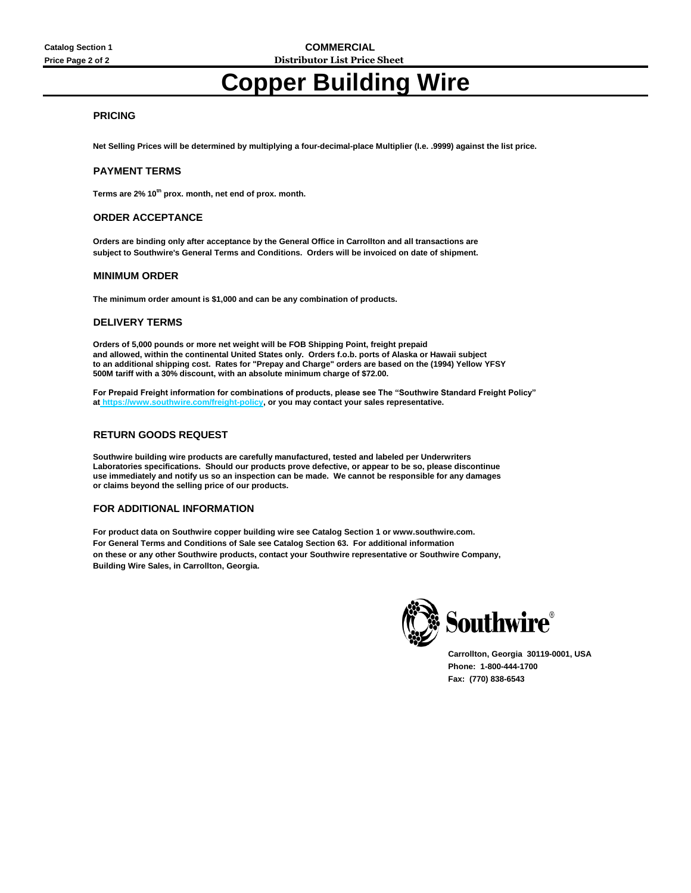COMMERCIAL

Distributor List Price Sheet

# Copper Building Wire

## PRICING

Net Selling Prices will be determined by multiplying a four-decimal-place Multiplier (I.e. .9999) against the list price.

## PAYMENT TERMS

Terms are 2% 10th prox. month, net end of prox. month.

## ORDER ACCEPTANCE

Orders are binding only after acceptance by the General Office in Carrollton and all transactions are subject to Southwire's General Terms and Conditions. Orders will be invoiced on date of shipment.

## MINIMUM ORDER

The minimum order amount is $1,000 and can be any combination of products.

## DELIVERY TERMS

Orders of 5,000 pounds or more net weight will be FOB Shipping Point, freight prepaid and allowed, within the continental United States only. Orders f.o.b. ports of Alaska or Hawaii subject to an additional shipping cost. Rates for "Prepay and Charge" orders are based on the (1994) Yellow YFSY 500M tariff with a 30% discount, with an absolute minimum charge of $72.00.

For Prepaid Freight information for combinations of products, please see The "Southwire Standard Freight Policy" at https://www.southwire.com/freight-policy, or you may contact your sales representative.

## RETURN GOODS REQUEST

Southwire building wire products are carefully manufactured, tested and labeled per Underwriters Laboratories specifications. Should our products prove defective, or appear to be so, please discontinue use immediately and notify us so an inspection can be made. We cannot be responsible for any damages or claims beyond the selling price of our products.

## FOR ADDITIONAL INFORMATION

For product data on Southwire copper building wire see Catalog Section 1 or www.southwire.com.
For General Terms and Conditions of Sale see Catalog Section 63. For additional information on these or any other Southwire products, contact your Southwire representative or Southwire Company, Building Wire Sales, in Carrollton, Georgia.

Southwire®

Carrollton, Georgia 30119-0001, USA
Phone: 1-800-444-1700
Fax: (770) 838-6543